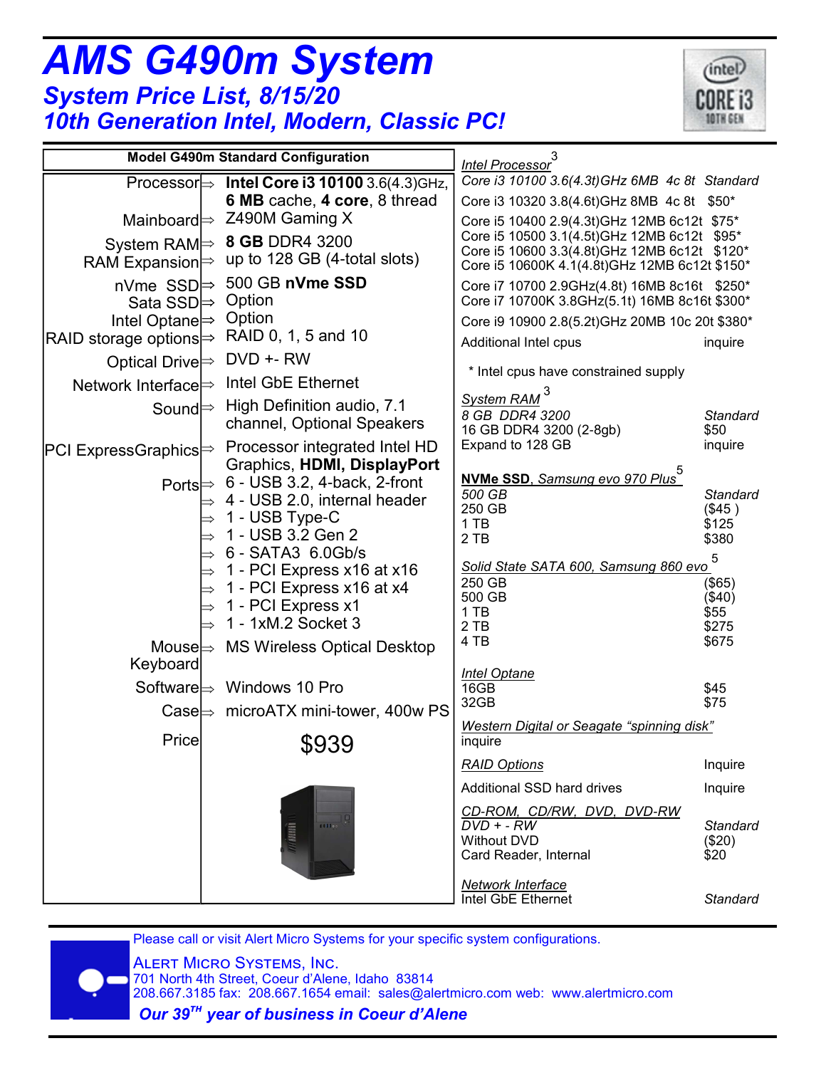# AMS G490m System

## System Price List, 8/15/20

## 10th Generation Intel, Modern, Classic PC!

| Model G490m Standard Configuration | |
|---|---|
| Processor ⇒ | **Intel Core i3 10100** 3.6(4.3)GHz, **6 MB** cache, **4 core**, 8 thread |
| Mainboard ⇒ | Z490M Gaming X |
| System RAM ⇒ | **8 GB** DDR4 3200 |
| RAM Expansion ⇒ | up to 128 GB (4-total slots) |
| nVme SSD ⇒ | 500 GB **nVme SSD** |
| Sata SSD ⇒ | Option |
| Intel Optane ⇒ | Option |
| RAID storage options ⇒ | RAID 0, 1, 5 and 10 |
| Optical Drive ⇒ | DVD +- RW |
| Network Interface ⇒ | Intel GbE Ethernet |
| Sound ⇒ | High Definition audio, 7.1 channel, Optional Speakers |
| PCI ExpressGraphics ⇒ | Processor integrated Intel HD Graphics, **HDMI, DisplayPort** |
| Ports ⇒ | 6 - USB 3.2, 4-back, 2-front |
| ⇒ | 4 - USB 2.0, internal header |
| ⇒ | 1 - USB Type-C |
| ⇒ | 1 - USB 3.2 Gen 2 |
| ⇒ | 6 - SATA3 6.0Gb/s |
| ⇒ | 1 - PCI Express x16 at x16 |
| ⇒ | 1 - PCI Express x16 at x4 |
| ⇒ | 1 - PCI Express x1 |
| ⇒ | 1 - 1xM.2 Socket 3 |
| Mouse Keyboard ⇒ | MS Wireless Optical Desktop |
| Software ⇒ | Windows 10 Pro |
| Case ⇒ | microATX mini-tower, 400w PS |
| Price | $939 |

*Intel Processor*[3]

| | |
|---|---|
| *Core i3 10100 3.6(4.3t)GHz 6MB 4c 8t* | *Standard* |
| Core i3 10320 3.8(4.6t)GHz 8MB 4c 8t | $50* |
| Core i5 10400 2.9(4.3t)GHz 12MB 6c12t | $75* |
| Core i5 10500 3.1(4.5t)GHz 12MB 6c12t | $95* |
| Core i5 10600 3.3(4.8t)GHz 12MB 6c12t | $120* |
| Core i5 10600K 4.1(4.8t)GHz 12MB 6c12t | $150* |
| Core i7 10700 2.9GHz(4.8t) 16MB 8c16t | $250* |
| Core i7 10700K 3.8GHz(5.1t) 16MB 8c16t | $300* |
| Core i9 10900 2.8(5.2t)GHz 20MB 10c 20t | $380* |
| Additional Intel cpus | inquire |

\* Intel cpus have constrained supply

*System RAM*[3]

| | |
|---|---|
| *8 GB DDR4 3200* | *Standard* |
| 16 GB DDR4 3200 (2-8gb) | $50 |
| Expand to 128 GB | inquire |

**NVMe SSD**, *Samsung evo 970 Plus*[5]

| | |
|---|---|
| *500 GB* | *Standard* |
| 250 GB | ($45 ) |
| 1 TB | $125 |
| 2 TB | $380 |

*Solid State SATA 600, Samsung 860 evo*[5]

| | |
|---|---|
| 250 GB | ($65) |
| 500 GB | ($40) |
| 1 TB | $55 |
| 2 TB | $275 |
| 4 TB | $675 |

*Intel Optane*

| | |
|---|---|
| 16GB | $45 |
| 32GB | $75 |

*Western Digital or Seagate "spinning disk"*
inquire

| | |
|---|---|
| *RAID Options* | Inquire |
| Additional SSD hard drives | Inquire |

*CD-ROM, CD/RW, DVD, DVD-RW*

| | |
|---|---|
| *DVD + - RW* | *Standard* |
| Without DVD | ($20) |
| Card Reader, Internal | $20 |

*Network Interface*

| | |
|---|---|
| Intel GbE Ethernet | *Standard* |

Please call or visit Alert Micro Systems for your specific system configurations.

ALERT MICRO SYSTEMS, INC.
701 North 4th Street, Coeur d'Alene, Idaho 83814
208.667.3185 fax: 208.667.1654 email: sales@alertmicro.com web: www.alertmicro.com

***Our 39TH year of business in Coeur d'Alene***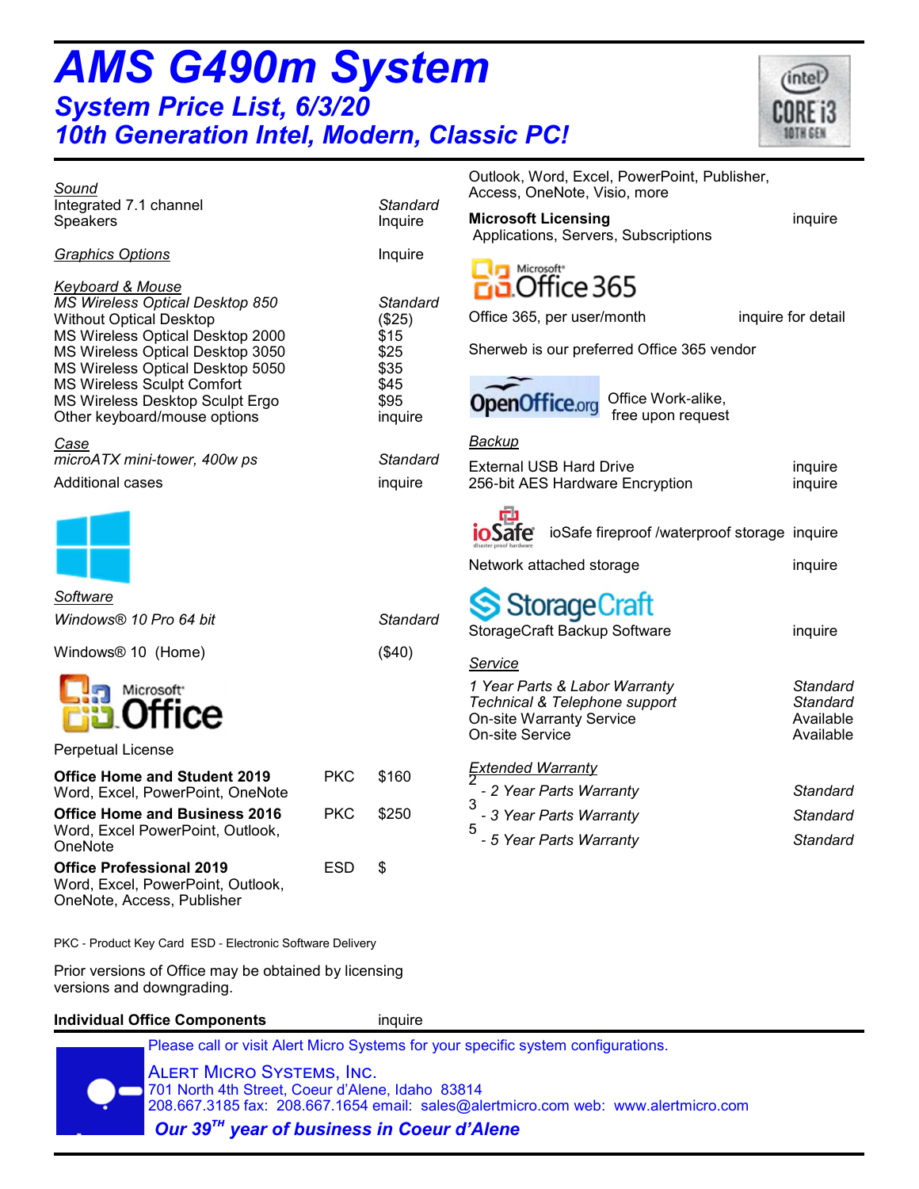# AMS G490m System

## System Price List, 6/3/20

## 10th Generation Intel, Modern, Classic PC!

intel CORE i3 10TH GEN

*Sound*

| | |
|---|---|
| Integrated 7.1 channel | *Standard* |
| Speakers | Inquire |

| | |
|---|---|
| *Graphics Options* | Inquire |

*Keyboard & Mouse*

| | |
|---|---|
| *MS Wireless Optical Desktop 850* | *Standard* |
| Without Optical Desktop | ($25) |
| MS Wireless Optical Desktop 2000 | $15 |
| MS Wireless Optical Desktop 3050 | $25 |
| MS Wireless Optical Desktop 5050 | $35 |
| MS Wireless Sculpt Comfort | $45 |
| MS Wireless Desktop Sculpt Ergo | $95 |
| Other keyboard/mouse options | inquire |

*Case*

| | |
|---|---|
| *microATX mini-tower, 400w ps* | *Standard* |
| Additional cases | inquire |

*Software*

| | |
|---|---|
| *Windows® 10 Pro 64 bit* | *Standard* |
| Windows® 10 (Home) | ($40) |

Microsoft Office

Perpetual License

| | | |
|---|---|---|
| **Office Home and Student 2019** Word, Excel, PowerPoint, OneNote | PKC | $160 |
| **Office Home and Business 2016** Word, Excel PowerPoint, Outlook, OneNote | PKC | $250 |
| **Office Professional 2019** Word, Excel, PowerPoint, Outlook, OneNote, Access, Publisher | ESD | $ |

PKC - Product Key Card ESD - Electronic Software Delivery

Prior versions of Office may be obtained by licensing versions and downgrading.

| | |
|---|---|
| **Individual Office Components** | inquire |

Outlook, Word, Excel, PowerPoint, Publisher, Access, OneNote, Visio, more

| | |
|---|---|
| **Microsoft Licensing** Applications, Servers, Subscriptions | inquire |

Microsoft Office 365

| | |
|---|---|
| Office 365, per user/month | inquire for detail |

Sherweb is our preferred Office 365 vendor

OpenOffice.org — Office Work-alike, free upon request

*Backup*

| | |
|---|---|
| External USB Hard Drive | inquire |
| 256-bit AES Hardware Encryption | inquire |
| ioSafe fireproof /waterproof storage | inquire |
| Network attached storage | inquire |
| StorageCraft Backup Software | inquire |

*Service*

| | |
|---|---|
| *1 Year Parts & Labor Warranty* | *Standard* |
| *Technical & Telephone support* | *Standard* |
| On-site Warranty Service | Available |
| On-site Service | Available |

*Extended Warranty*

| | |
|---|---|
| 2 *- 2 Year Parts Warranty* | *Standard* |
| 3 *- 3 Year Parts Warranty* | *Standard* |
| 5 *- 5 Year Parts Warranty* | *Standard* |

Please call or visit Alert Micro Systems for your specific system configurations.

ALERT MICRO SYSTEMS, INC.
701 North 4th Street, Coeur d'Alene, Idaho 83814
208.667.3185 fax: 208.667.1654 email: sales@alertmicro.com web: www.alertmicro.com

***Our 39TH year of business in Coeur d'Alene***